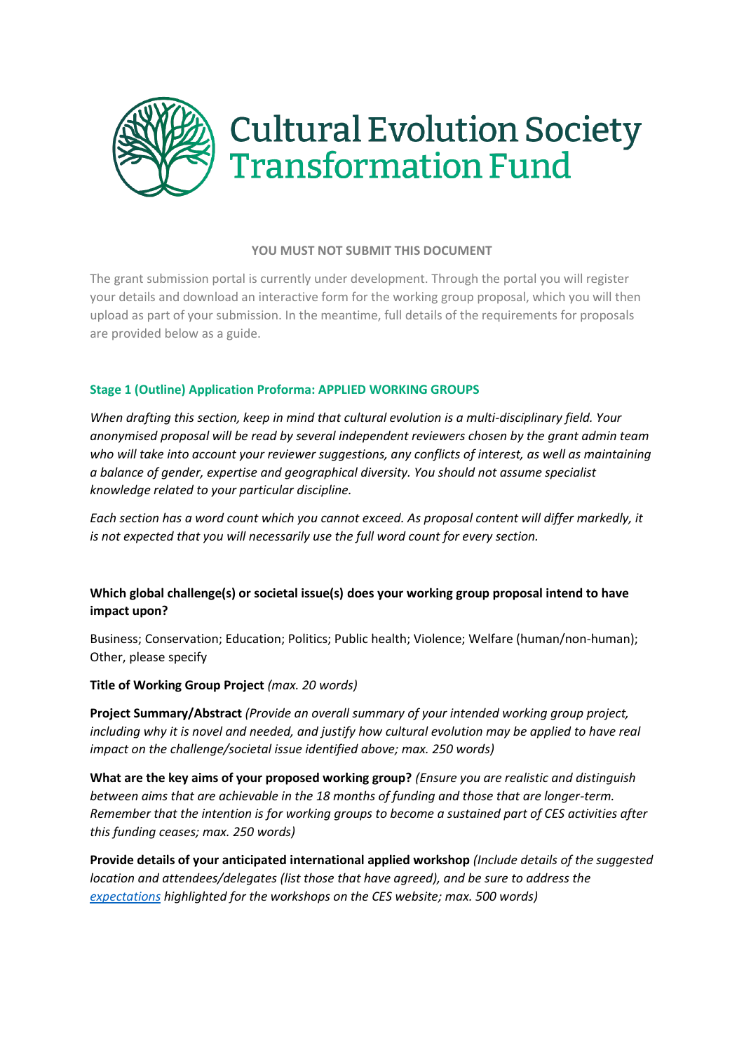# Cultural Evolution Society Transformation Fund

**YOU MUST NOT SUBMIT THIS DOCUMENT**

The grant submission portal is currently under development. Through the portal you will register your details and download an interactive form for the working group proposal, which you will then upload as part of your submission. In the meantime, full details of the requirements for proposals are provided below as a guide.

## Stage 1 (Outline) Application Proforma: APPLIED WORKING GROUPS

*When drafting this section, keep in mind that cultural evolution is a multi-disciplinary field. Your anonymised proposal will be read by several independent reviewers chosen by the grant admin team who will take into account your reviewer suggestions, any conflicts of interest, as well as maintaining a balance of gender, expertise and geographical diversity. You should not assume specialist knowledge related to your particular discipline.*

*Each section has a word count which you cannot exceed. As proposal content will differ markedly, it is not expected that you will necessarily use the full word count for every section.*

**Which global challenge(s) or societal issue(s) does your working group proposal intend to have impact upon?**

Business; Conservation; Education; Politics; Public health; Violence; Welfare (human/non-human); Other, please specify

**Title of Working Group Project** *(max. 20 words)*

**Project Summary/Abstract** *(Provide an overall summary of your intended working group project, including why it is novel and needed, and justify how cultural evolution may be applied to have real impact on the challenge/societal issue identified above; max. 250 words)*

**What are the key aims of your proposed working group?** *(Ensure you are realistic and distinguish between aims that are achievable in the 18 months of funding and those that are longer-term. Remember that the intention is for working groups to become a sustained part of CES activities after this funding ceases; max. 250 words)*

**Provide details of your anticipated international applied workshop** *(Include details of the suggested location and attendees/delegates (list those that have agreed), and be sure to address the [expectations] highlighted for the workshops on the CES website; max. 500 words)*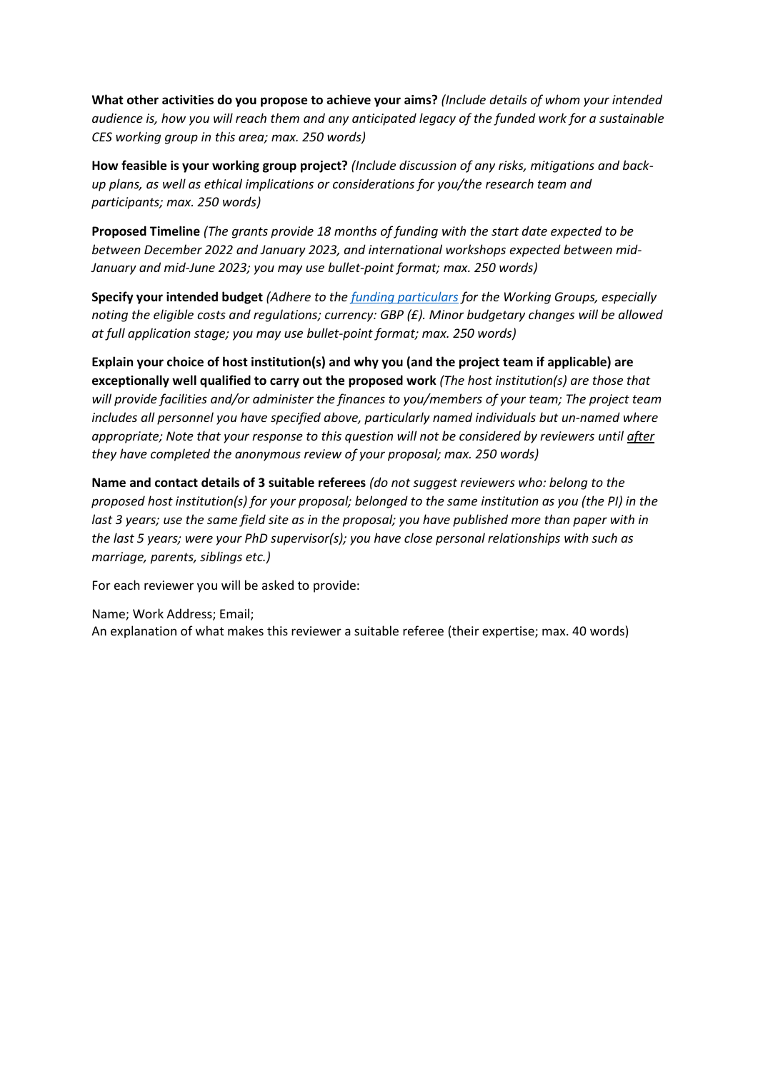**What other activities do you propose to achieve your aims?** *(Include details of whom your intended audience is, how you will reach them and any anticipated legacy of the funded work for a sustainable CES working group in this area; max. 250 words)*

**How feasible is your working group project?** *(Include discussion of any risks, mitigations and back-up plans, as well as ethical implications or considerations for you/the research team and participants; max. 250 words)*

**Proposed Timeline** *(The grants provide 18 months of funding with the start date expected to be between December 2022 and January 2023, and international workshops expected between mid-January and mid-June 2023; you may use bullet-point format; max. 250 words)*

**Specify your intended budget** *(Adhere to the funding particulars for the Working Groups, especially noting the eligible costs and regulations; currency: GBP (£). Minor budgetary changes will be allowed at full application stage; you may use bullet-point format; max. 250 words)*

**Explain your choice of host institution(s) and why you (and the project team if applicable) are exceptionally well qualified to carry out the proposed work** *(The host institution(s) are those that will provide facilities and/or administer the finances to you/members of your team; The project team includes all personnel you have specified above, particularly named individuals but un-named where appropriate; Note that your response to this question will not be considered by reviewers until after they have completed the anonymous review of your proposal; max. 250 words)*

**Name and contact details of 3 suitable referees** *(do not suggest reviewers who: belong to the proposed host institution(s) for your proposal; belonged to the same institution as you (the PI) in the last 3 years; use the same field site as in the proposal; you have published more than paper with in the last 5 years; were your PhD supervisor(s); you have close personal relationships with such as marriage, parents, siblings etc.)*

For each reviewer you will be asked to provide:

Name; Work Address; Email;
An explanation of what makes this reviewer a suitable referee (their expertise; max. 40 words)